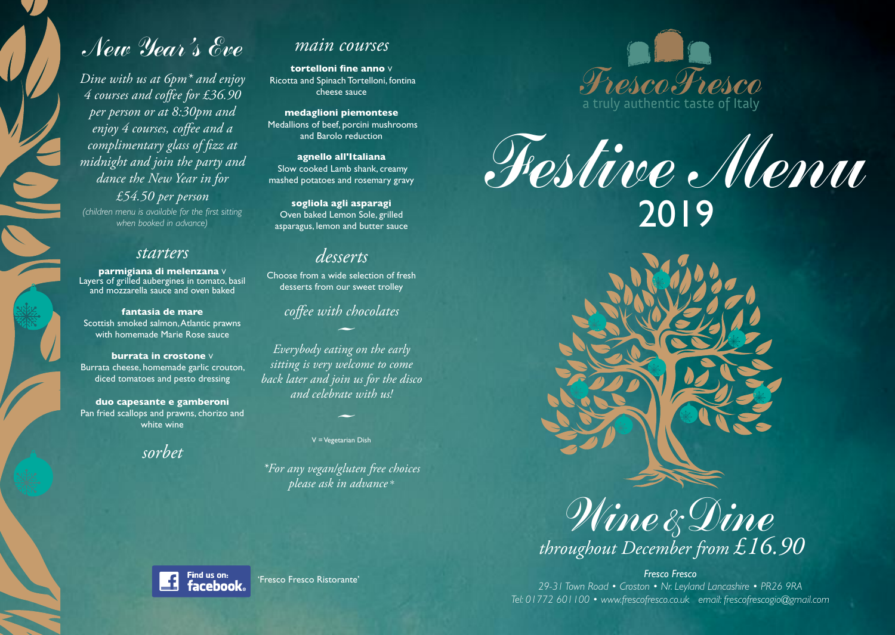# Fresco Fresco

a truly authentic taste of Italy

# Festive Menu 2019

## Wine & Dine

*throughout December from £16.90*

## New Year's Eve

*Dine with us at 6pm\* and enjoy 4 courses and coffee for £36.90 per person or at 8:30pm and enjoy 4 courses, coffee and a complimentary glass of fizz at midnight and join the party and dance the New Year in for £54.50 per person*

*(children menu is available for the first sitting when booked in advance)*

### starters

**parmigiana di melenzana** V
Layers of grilled aubergines in tomato, basil and mozzarella sauce and oven baked

**fantasia de mare**
Scottish smoked salmon, Atlantic prawns with homemade Marie Rose sauce

**burrata in crostone** V
Burrata cheese, homemade garlic crouton, diced tomatoes and pesto dressing

**duo capesante e gamberoni**
Pan fried scallops and prawns, chorizo and white wine

### sorbet

### main courses

**tortelloni fine anno** V
Ricotta and Spinach Tortelloni, fontina cheese sauce

**medaglioni piemontese**
Medallions of beef, porcini mushrooms and Barolo reduction

**agnello all'Italiana**
Slow cooked Lamb shank, creamy mashed potatoes and rosemary gravy

**sogliola agli asparagi**
Oven baked Lemon Sole, grilled asparagus, lemon and butter sauce

### desserts

Choose from a wide selection of fresh desserts from our sweet trolley

### coffee with chocolates

*Everybody eating on the early sitting is very welcome to come back later and join us for the disco and celebrate with us!*

V = Vegetarian Dish

*\*For any vegan/gluten free choices please ask in advance\**

Find us on: facebook 'Fresco Fresco Ristorante'

*Fresco Fresco*
*29-31 Town Road • Croston • Nr. Leyland Lancashire • PR26 9RA*
*Tel: 01772 601100 • www.frescofresco.co.uk email: frescofrescogio@gmail.com*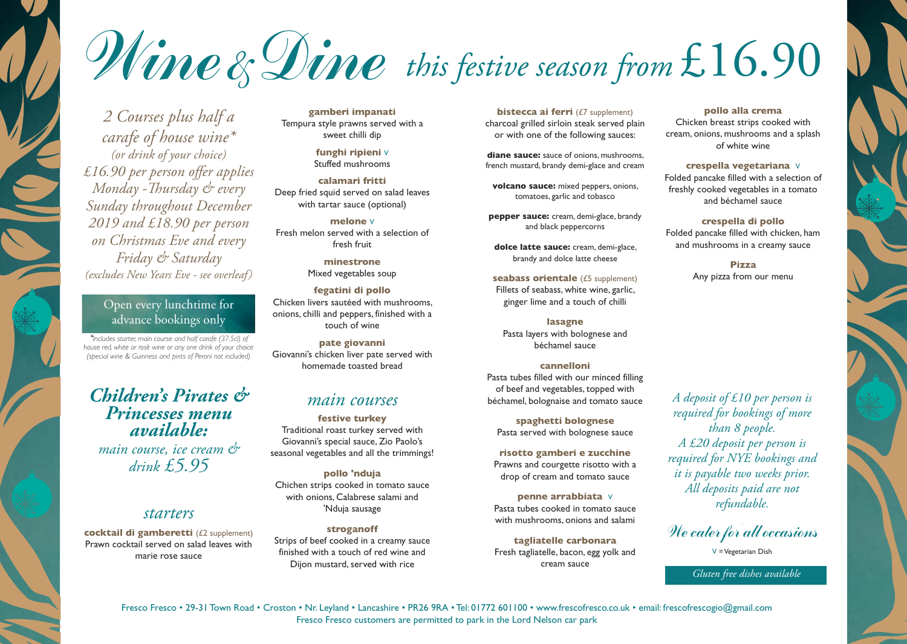# *Wine & Dine* *this festive season from* £16.90

*2 Courses plus half a carafe of house wine\* (or drink of your choice) £16.90 per person offer applies Monday - Thursday & every Sunday throughout December 2019 and £18.90 per person on Christmas Eve and every Friday & Saturday (excludes New Years Eve - see overleaf)*

Open every lunchtime for advance bookings only

*\*Includes starter, main course and half carafe (37.5cl) of house red, white or rosè wine or any one drink of your choice (special wine & Guinness and pints of Peroni not included)*

## *Children's Pirates & Princesses menu available:*

*main course, ice cream & drink £5.95*

## *starters*

**cocktail di gamberetti** (£2 supplement)
Prawn cocktail served on salad leaves with marie rose sauce

**gamberi impanati**
Tempura style prawns served with a sweet chilli dip

**funghi ripieni** V
Stuffed mushrooms

**calamari fritti**
Deep fried squid served on salad leaves with tartar sauce (optional)

**melone** V
Fresh melon served with a selection of fresh fruit

**minestrone**
Mixed vegetables soup

**fegatini di pollo**
Chicken livers sautéed with mushrooms, onions, chilli and peppers, finished with a touch of wine

**pate giovanni**
Giovanni's chicken liver pate served with homemade toasted bread

## *main courses*

**festive turkey**
Traditional roast turkey served with Giovanni's special sauce, Zio Paolo's seasonal vegetables and all the trimmings!

**pollo 'nduja**
Chichen strips cooked in tomato sauce with onions, Calabrese salami and 'Nduja sausage

**stroganoff**
Strips of beef cooked in a creamy sauce finished with a touch of red wine and Dijon mustard, served with rice

**bistecca ai ferri** (£7 supplement)
charcoal grilled sirloin steak served plain or with one of the following sauces:

**diane sauce:** sauce of onions, mushrooms, french mustard, brandy demi-glace and cream

**volcano sauce:** mixed peppers, onions, tomatoes, garlic and tobasco

**pepper sauce:** cream, demi-glace, brandy and black peppercorns

**dolce latte sauce:** cream, demi-glace, brandy and dolce latte cheese

**seabass orientale** (£5 supplement)
Fillets of seabass, white wine, garlic, ginger lime and a touch of chilli

**lasagne**
Pasta layers with bolognese and béchamel sauce

**cannelloni**
Pasta tubes filled with our minced filling of beef and vegetables, topped with béchamel, bolognaise and tomato sauce

**spaghetti bolognese**
Pasta served with bolognese sauce

**risotto gamberi e zucchine**
Prawns and courgette risotto with a drop of cream and tomato sauce

**penne arrabbiata** V
Pasta tubes cooked in tomato sauce with mushrooms, onions and salami

**tagliatelle carbonara**
Fresh tagliatelle, bacon, egg yolk and cream sauce

**pollo alla crema**
Chicken breast strips cooked with cream, onions, mushrooms and a splash of white wine

**crespella vegetariana** V
Folded pancake filled with a selection of freshly cooked vegetables in a tomato and béchamel sauce

**crespella di pollo**
Folded pancake filled with chicken, ham and mushrooms in a creamy sauce

**Pizza**
Any pizza from our menu

*A deposit of £10 per person is required for bookings of more than 8 people. A £20 deposit per person is required for NYE bookings and it is payable two weeks prior. All deposits paid are not refundable.*

*We cater for all occasions*

V = Vegetarian Dish

*Gluten free dishes available*

Fresco Fresco • 29-31 Town Road • Croston • Nr. Leyland • Lancashire • PR26 9RA • Tel: 01772 601100 • www.frescofresco.co.uk • email: frescofrescogio@gmail.com
Fresco Fresco customers are permitted to park in the Lord Nelson car park